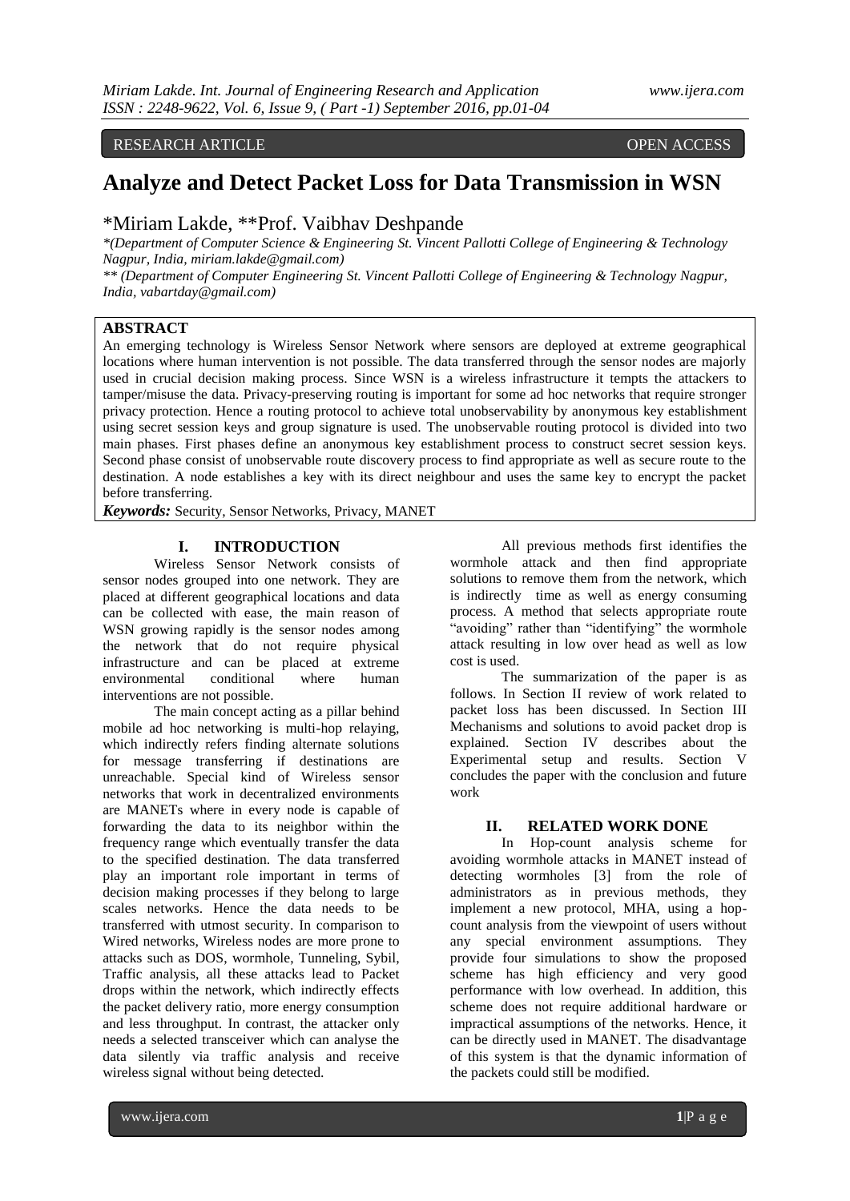RESEARCH ARTICLE OPEN ACCESS

# Analyze and Detect Packet Loss for Data Transmission in WSN

*Miriam Lakde, **Prof. Vaibhav Deshpande

*(Department of Computer Science & Engineering St. Vincent Pallotti College of Engineering & Technology Nagpur, India, miriam.lakde@gmail.com)*

*** (Department of Computer Engineering St. Vincent Pallotti College of Engineering & Technology Nagpur, India, vabartday@gmail.com)*

## ABSTRACT

An emerging technology is Wireless Sensor Network where sensors are deployed at extreme geographical locations where human intervention is not possible. The data transferred through the sensor nodes are majorly used in crucial decision making process. Since WSN is a wireless infrastructure it tempts the attackers to tamper/misuse the data. Privacy-preserving routing is important for some ad hoc networks that require stronger privacy protection. Hence a routing protocol to achieve total unobservability by anonymous key establishment using secret session keys and group signature is used. The unobservable routing protocol is divided into two main phases. First phases define an anonymous key establishment process to construct secret session keys. Second phase consist of unobservable route discovery process to find appropriate as well as secure route to the destination. A node establishes a key with its direct neighbour and uses the same key to encrypt the packet before transferring.

***Keywords:*** Security, Sensor Networks, Privacy, MANET

## I. INTRODUCTION

Wireless Sensor Network consists of sensor nodes grouped into one network. They are placed at different geographical locations and data can be collected with ease, the main reason of WSN growing rapidly is the sensor nodes among the network that do not require physical infrastructure and can be placed at extreme environmental conditional where human interventions are not possible.

The main concept acting as a pillar behind mobile ad hoc networking is multi-hop relaying, which indirectly refers finding alternate solutions for message transferring if destinations are unreachable. Special kind of Wireless sensor networks that work in decentralized environments are MANETs where in every node is capable of forwarding the data to its neighbor within the frequency range which eventually transfer the data to the specified destination. The data transferred play an important role important in terms of decision making processes if they belong to large scales networks. Hence the data needs to be transferred with utmost security. In comparison to Wired networks, Wireless nodes are more prone to attacks such as DOS, wormhole, Tunneling, Sybil, Traffic analysis, all these attacks lead to Packet drops within the network, which indirectly effects the packet delivery ratio, more energy consumption and less throughput. In contrast, the attacker only needs a selected transceiver which can analyse the data silently via traffic analysis and receive wireless signal without being detected.

All previous methods first identifies the wormhole attack and then find appropriate solutions to remove them from the network, which is indirectly time as well as energy consuming process. A method that selects appropriate route "avoiding" rather than "identifying" the wormhole attack resulting in low over head as well as low cost is used.

The summarization of the paper is as follows. In Section II review of work related to packet loss has been discussed. In Section III Mechanisms and solutions to avoid packet drop is explained. Section IV describes about the Experimental setup and results. Section V concludes the paper with the conclusion and future work

## II. RELATED WORK DONE

In Hop-count analysis scheme for avoiding wormhole attacks in MANET instead of detecting wormholes [3] from the role of administrators as in previous methods, they implement a new protocol, MHA, using a hop-count analysis from the viewpoint of users without any special environment assumptions. They provide four simulations to show the proposed scheme has high efficiency and very good performance with low overhead. In addition, this scheme does not require additional hardware or impractical assumptions of the networks. Hence, it can be directly used in MANET. The disadvantage of this system is that the dynamic information of the packets could still be modified.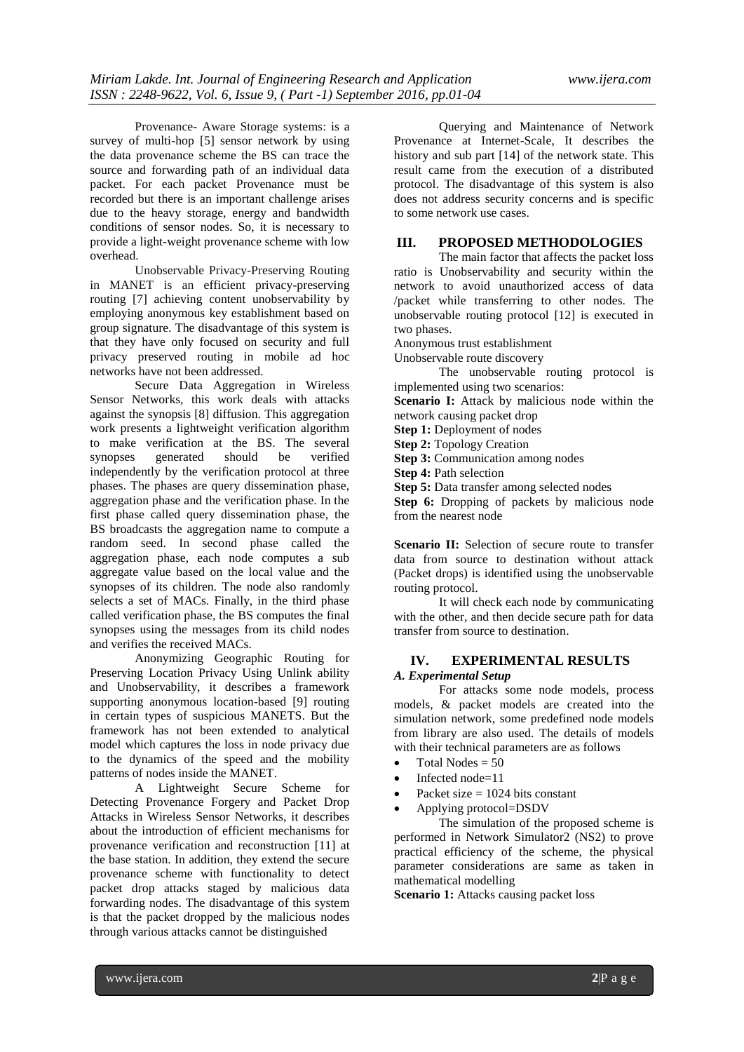Provenance- Aware Storage systems: is a survey of multi-hop [5] sensor network by using the data provenance scheme the BS can trace the source and forwarding path of an individual data packet. For each packet Provenance must be recorded but there is an important challenge arises due to the heavy storage, energy and bandwidth conditions of sensor nodes. So, it is necessary to provide a light-weight provenance scheme with low overhead.

Unobservable Privacy-Preserving Routing in MANET is an efficient privacy-preserving routing [7] achieving content unobservability by employing anonymous key establishment based on group signature. The disadvantage of this system is that they have only focused on security and full privacy preserved routing in mobile ad hoc networks have not been addressed.

Secure Data Aggregation in Wireless Sensor Networks, this work deals with attacks against the synopsis [8] diffusion. This aggregation work presents a lightweight verification algorithm to make verification at the BS. The several synopses generated should be verified independently by the verification protocol at three phases. The phases are query dissemination phase, aggregation phase and the verification phase. In the first phase called query dissemination phase, the BS broadcasts the aggregation name to compute a random seed. In second phase called the aggregation phase, each node computes a sub aggregate value based on the local value and the synopses of its children. The node also randomly selects a set of MACs. Finally, in the third phase called verification phase, the BS computes the final synopses using the messages from its child nodes and verifies the received MACs.

Anonymizing Geographic Routing for Preserving Location Privacy Using Unlink ability and Unobservability, it describes a framework supporting anonymous location-based [9] routing in certain types of suspicious MANETS. But the framework has not been extended to analytical model which captures the loss in node privacy due to the dynamics of the speed and the mobility patterns of nodes inside the MANET.

A Lightweight Secure Scheme for Detecting Provenance Forgery and Packet Drop Attacks in Wireless Sensor Networks, it describes about the introduction of efficient mechanisms for provenance verification and reconstruction [11] at the base station. In addition, they extend the secure provenance scheme with functionality to detect packet drop attacks staged by malicious data forwarding nodes. The disadvantage of this system is that the packet dropped by the malicious nodes through various attacks cannot be distinguished

Querying and Maintenance of Network Provenance at Internet-Scale, It describes the history and sub part [14] of the network state. This result came from the execution of a distributed protocol. The disadvantage of this system is also does not address security concerns and is specific to some network use cases.

## III. PROPOSED METHODOLOGIES

The main factor that affects the packet loss ratio is Unobservability and security within the network to avoid unauthorized access of data /packet while transferring to other nodes. The unobservable routing protocol [12] is executed in two phases.

Anonymous trust establishment

Unobservable route discovery

The unobservable routing protocol is implemented using two scenarios:

**Scenario I:** Attack by malicious node within the network causing packet drop

**Step 1:** Deployment of nodes

**Step 2:** Topology Creation

**Step 3:** Communication among nodes

**Step 4:** Path selection

**Step 5:** Data transfer among selected nodes

**Step 6:** Dropping of packets by malicious node from the nearest node

**Scenario II:** Selection of secure route to transfer data from source to destination without attack (Packet drops) is identified using the unobservable routing protocol.

It will check each node by communicating with the other, and then decide secure path for data transfer from source to destination.

## IV. EXPERIMENTAL RESULTS

### *A. Experimental Setup*

For attacks some node models, process models, & packet models are created into the simulation network, some predefined node models from library are also used. The details of models with their technical parameters are as follows

- Total Nodes = 50
- Infected node=11
- Packet size = 1024 bits constant
- Applying protocol=DSDV

The simulation of the proposed scheme is performed in Network Simulator2 (NS2) to prove practical efficiency of the scheme, the physical parameter considerations are same as taken in mathematical modelling

**Scenario 1:** Attacks causing packet loss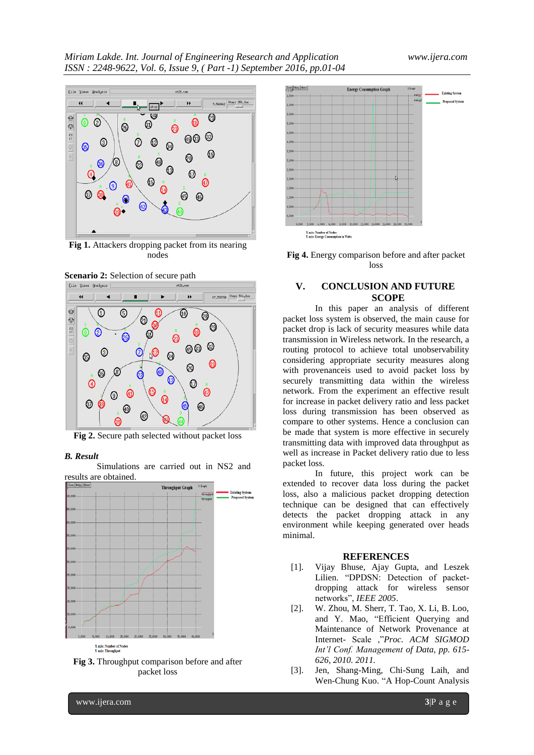Fig 1. Attackers dropping packet from its nearing nodes

**Scenario 2:** Selection of secure path

Fig 2. Secure path selected without packet loss

### *B. Result*

Simulations are carried out in NS2 and results are obtained.

Fig 3. Throughput comparison before and after packet loss

Fig 4. Energy comparison before and after packet loss

## V. CONCLUSION AND FUTURE SCOPE

In this paper an analysis of different packet loss system is observed, the main cause for packet drop is lack of security measures while data transmission in Wireless network. In the research, a routing protocol to achieve total unobservability considering appropriate security measures along with provenanceis used to avoid packet loss by securely transmitting data within the wireless network. From the experiment an effective result for increase in packet delivery ratio and less packet loss during transmission has been observed as compare to other systems. Hence a conclusion can be made that system is more effective in securely transmitting data with improved data throughput as well as increase in Packet delivery ratio due to less packet loss.

In future, this project work can be extended to recover data loss during the packet loss, also a malicious packet dropping detection technique can be designed that can effectively detects the packet dropping attack in any environment while keeping generated over heads minimal.

## REFERENCES

[1]. Vijay Bhuse, Ajay Gupta, and Leszek Lilien. "DPDSN: Detection of packet-dropping attack for wireless sensor networks", *IEEE 2005*.

[2]. W. Zhou, M. Sherr, T. Tao, X. Li, B. Loo, and Y. Mao, "Efficient Querying and Maintenance of Network Provenance at Internet- Scale ,"*Proc. ACM SIGMOD Int'l Conf. Management of Data, pp. 615-626, 2010. 2011.*

[3]. Jen, Shang-Ming, Chi-Sung Laih, and Wen-Chung Kuo. "A Hop-Count Analysis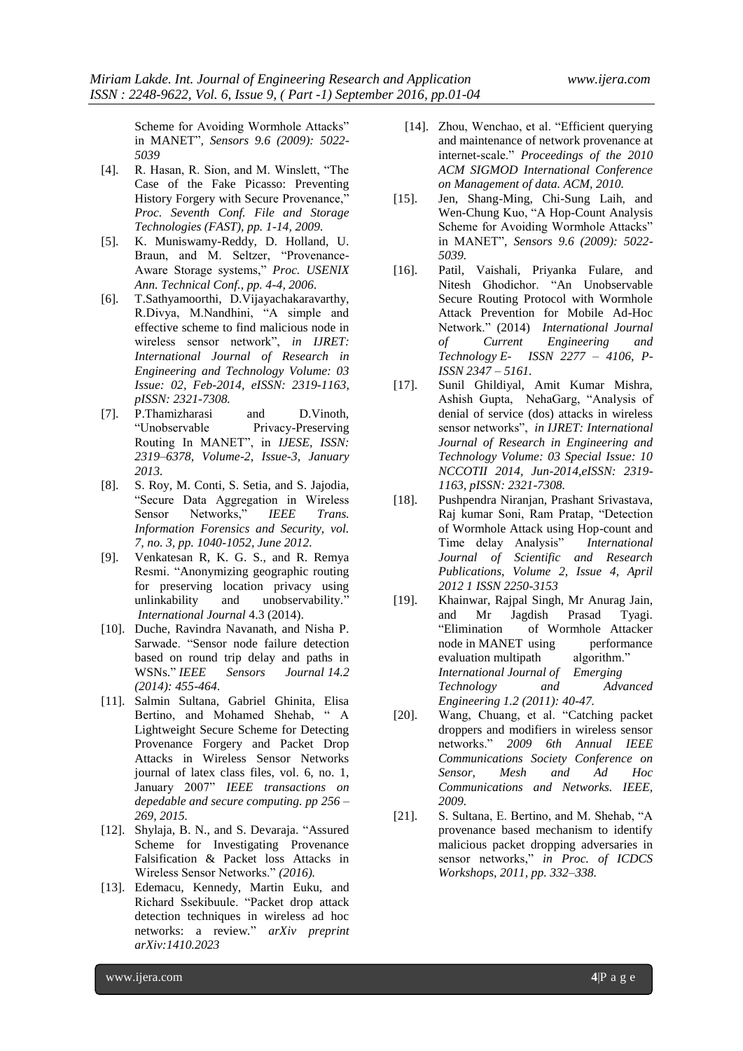Scheme for Avoiding Wormhole Attacks" in MANET", *Sensors 9.6 (2009): 5022-5039*

[4]. R. Hasan, R. Sion, and M. Winslett, "The Case of the Fake Picasso: Preventing History Forgery with Secure Provenance," *Proc. Seventh Conf. File and Storage Technologies (FAST), pp. 1-14, 2009.*

[5]. K. Muniswamy-Reddy, D. Holland, U. Braun, and M. Seltzer, "Provenance-Aware Storage systems," *Proc. USENIX Ann. Technical Conf., pp. 4-4, 2006*.

[6]. T.Sathyamoorthi, D.Vijayachakaravarthy, R.Divya, M.Nandhini, "A simple and effective scheme to find malicious node in wireless sensor network", *in IJRET: International Journal of Research in Engineering and Technology Volume: 03 Issue: 02, Feb-2014, eISSN: 2319-1163, pISSN: 2321-7308.*

[7]. P.Thamizharasi and D.Vinoth, "Unobservable Privacy-Preserving Routing In MANET", in *IJESE, ISSN: 2319–6378, Volume-2, Issue-3, January 2013.*

[8]. S. Roy, M. Conti, S. Setia, and S. Jajodia, "Secure Data Aggregation in Wireless Sensor Networks," *IEEE Trans. Information Forensics and Security, vol. 7, no. 3, pp. 1040-1052, June 2012.*

[9]. Venkatesan R, K. G. S., and R. Remya Resmi. "Anonymizing geographic routing for preserving location privacy using unlinkability and unobservability." *International Journal* 4.3 (2014).

[10]. Duche, Ravindra Navanath, and Nisha P. Sarwade. "Sensor node failure detection based on round trip delay and paths in WSNs." *IEEE Sensors Journal 14.2 (2014): 455-464*.

[11]. Salmin Sultana, Gabriel Ghinita, Elisa Bertino, and Mohamed Shehab, " A Lightweight Secure Scheme for Detecting Provenance Forgery and Packet Drop Attacks in Wireless Sensor Networks journal of latex class files, vol. 6, no. 1, January 2007" *IEEE transactions on depedable and secure computing. pp 256 – 269, 2015.*

[12]. Shylaja, B. N., and S. Devaraja. "Assured Scheme for Investigating Provenance Falsification & Packet loss Attacks in Wireless Sensor Networks." *(2016).*

[13]. Edemacu, Kennedy, Martin Euku, and Richard Ssekibuule. "Packet drop attack detection techniques in wireless ad hoc networks: a review." *arXiv preprint arXiv:1410.2023*

[14]. Zhou, Wenchao, et al. "Efficient querying and maintenance of network provenance at internet-scale." *Proceedings of the 2010 ACM SIGMOD International Conference on Management of data. ACM, 2010.*

[15]. Jen, Shang-Ming, Chi-Sung Laih, and Wen-Chung Kuo, "A Hop-Count Analysis Scheme for Avoiding Wormhole Attacks" in MANET", *Sensors 9.6 (2009): 5022-5039.*

[16]. Patil, Vaishali, Priyanka Fulare, and Nitesh Ghodichor. "An Unobservable Secure Routing Protocol with Wormhole Attack Prevention for Mobile Ad-Hoc Network." (2014) *International Journal of Current Engineering and Technology E- ISSN 2277 – 4106, P-ISSN 2347 – 5161.*

[17]. Sunil Ghildiyal, Amit Kumar Mishra, Ashish Gupta, NehaGarg, "Analysis of denial of service (dos) attacks in wireless sensor networks", *in IJRET: International Journal of Research in Engineering and Technology Volume: 03 Special Issue: 10 NCCOTII 2014, Jun-2014,eISSN: 2319-1163, pISSN: 2321-7308.*

[18]. Pushpendra Niranjan, Prashant Srivastava, Raj kumar Soni, Ram Pratap, "Detection of Wormhole Attack using Hop-count and Time delay Analysis" *International Journal of Scientific and Research Publications, Volume 2, Issue 4, April 2012 1 ISSN 2250-3153*

[19]. Khainwar, Rajpal Singh, Mr Anurag Jain, and Mr Jagdish Prasad Tyagi. "Elimination of Wormhole Attacker node in MANET using performance evaluation multipath algorithm." *International Journal of Emerging Technology and Advanced Engineering 1.2 (2011): 40-47.*

[20]. Wang, Chuang, et al. "Catching packet droppers and modifiers in wireless sensor networks." *2009 6th Annual IEEE Communications Society Conference on Sensor, Mesh and Ad Hoc Communications and Networks. IEEE, 2009.*

[21]. S. Sultana, E. Bertino, and M. Shehab, "A provenance based mechanism to identify malicious packet dropping adversaries in sensor networks," *in Proc. of ICDCS Workshops, 2011, pp. 332–338.*